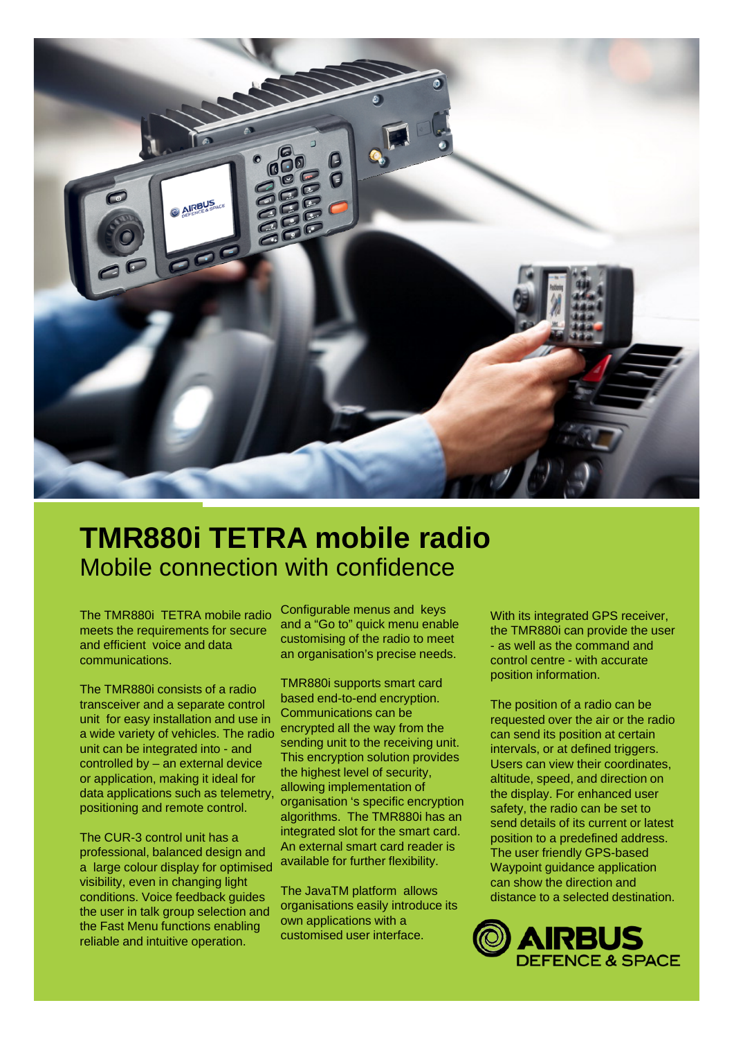# TMR880i TETRA mobile radio

## Mobile connection with confidence

The TMR880i TETRA mobile radio meets the requirements for secure and efficient voice and data communications.

The TMR880i consists of a radio transceiver and a separate control unit for easy installation and use in a wide variety of vehicles. The radio unit can be integrated into - and controlled by – an external device or application, making it ideal for data applications such as telemetry, positioning and remote control.

The CUR-3 control unit has a professional, balanced design and a large colour display for optimised visibility, even in changing light conditions. Voice feedback guides the user in talk group selection and the Fast Menu functions enabling reliable and intuitive operation.

Configurable menus and keys and a "Go to" quick menu enable customising of the radio to meet an organisation's precise needs.

TMR880i supports smart card based end-to-end encryption. Communications can be encrypted all the way from the sending unit to the receiving unit. This encryption solution provides the highest level of security, allowing implementation of organisation 's specific encryption algorithms. The TMR880i has an integrated slot for the smart card. An external smart card reader is available for further flexibility.

The JavaTM platform allows organisations easily introduce its own applications with a customised user interface.

With its integrated GPS receiver, the TMR880i can provide the user - as well as the command and control centre - with accurate position information.

The position of a radio can be requested over the air or the radio can send its position at certain intervals, or at defined triggers. Users can view their coordinates, altitude, speed, and direction on the display. For enhanced user safety, the radio can be set to send details of its current or latest position to a predefined address. The user friendly GPS-based Waypoint guidance application can show the direction and distance to a selected destination.

AIRBUS DEFENCE & SPACE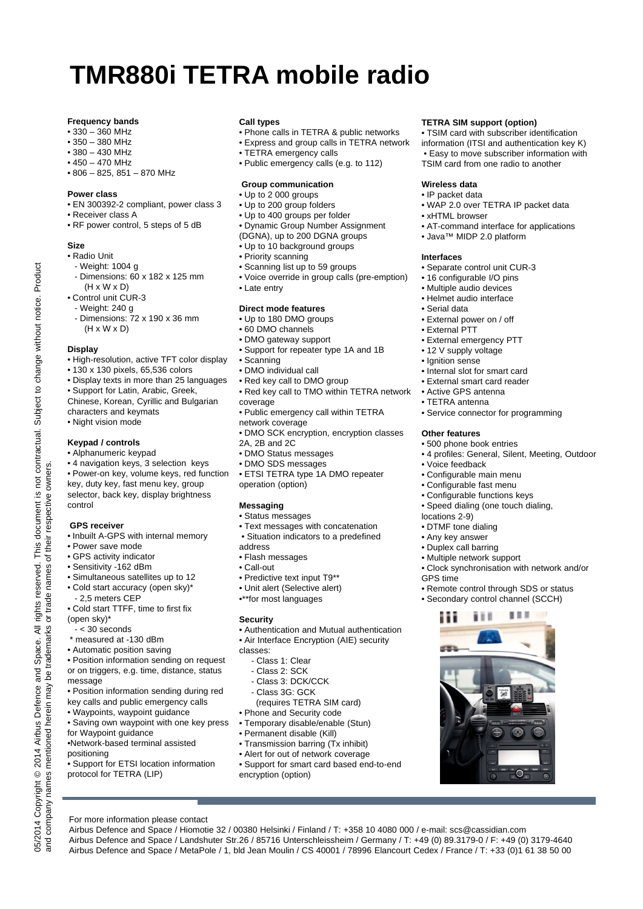# TMR880i TETRA mobile radio

**Frequency bands**

- 330 – 360 MHz
- 350 – 380 MHz
- 380 – 430 MHz
- 450 – 470 MHz
- 806 – 825, 851 – 870 MHz

**Power class**

- EN 300392-2 compliant, power class 3
- Receiver class A
- RF power control, 5 steps of 5 dB

**Size**

- Radio Unit
  - Weight: 1004 g
  - Dimensions: 60 x 182 x 125 mm (H x W x D)
- Control unit CUR-3
  - Weight: 240 g
  - Dimensions: 72 x 190 x 36 mm (H x W x D)

**Display**

- High-resolution, active TFT color display
- 130 x 130 pixels, 65,536 colors
- Display texts in more than 25 languages
- Support for Latin, Arabic, Greek, Chinese, Korean, Cyrillic and Bulgarian characters and keymats
- Night vision mode

**Keypad / controls**

- Alphanumeric keypad
- 4 navigation keys, 3 selection keys
- Power-on key, volume keys, red function key, duty key, fast menu key, group selector, back key, display brightness control

**GPS receiver**

- Inbuilt A-GPS with internal memory
- Power save mode
- GPS activity indicator
- Sensitivity -162 dBm
- Simultaneous satellites up to 12
- Cold start accuracy (open sky)*
  - 2,5 meters CEP
- Cold start TTFF, time to first fix (open sky)*
  - < 30 seconds
  
  \* measured at -130 dBm
- Automatic position saving
- Position information sending on request or on triggers, e.g. time, distance, status message
- Position information sending during red key calls and public emergency calls
- Waypoints, waypoint guidance
- Saving own waypoint with one key press for Waypoint guidance
- Network-based terminal assisted positioning
- Support for ETSI location information protocol for TETRA (LIP)

**Call types**

- Phone calls in TETRA & public networks
- Express and group calls in TETRA network
- TETRA emergency calls
- Public emergency calls (e.g. to 112)

**Group communication**

- Up to 2 000 groups
- Up to 200 group folders
- Up to 400 groups per folder
- Dynamic Group Number Assignment (DGNA), up to 200 DGNA groups
- Up to 10 background groups
- Priority scanning
- Scanning list up to 59 groups
- Voice override in group calls (pre-emption)
- Late entry

**Direct mode features**

- Up to 180 DMO groups
- 60 DMO channels
- DMO gateway support
- Support for repeater type 1A and 1B
- Scanning
- DMO individual call
- Red key call to DMO group
- Red key call to TMO within TETRA network coverage
- Public emergency call within TETRA network coverage
- DMO SCK encryption, encryption classes 2A, 2B and 2C
- DMO Status messages
- DMO SDS messages
- ETSI TETRA type 1A DMO repeater operation (option)

**Messaging**

- Status messages
- Text messages with concatenation
- Situation indicators to a predefined address
- Flash messages
- Call-out
- Predictive text input T9**
- Unit alert (Selective alert)
- **for most languages

**Security**

- Authentication and Mutual authentication
- Air Interface Encryption (AIE) security classes:
  - Class 1: Clear
  - Class 2: SCK
  - Class 3: DCK/CCK
  - Class 3G: GCK (requires TETRA SIM card)
- Phone and Security code
- Temporary disable/enable (Stun)
- Permanent disable (Kill)
- Transmission barring (Tx inhibit)
- Alert for out of network coverage
- Support for smart card based end-to-end encryption (option)

**TETRA SIM support (option)**

- TSIM card with subscriber identification information (ITSI and authentication key K)
- Easy to move subscriber information with TSIM card from one radio to another

**Wireless data**

- IP packet data
- WAP 2.0 over TETRA IP packet data
- xHTML browser
- AT-command interface for applications
- Java™ MIDP 2.0 platform

**Interfaces**

- Separate control unit CUR-3
- 16 configurable I/O pins
- Multiple audio devices
- Helmet audio interface
- Serial data
- External power on / off
- External PTT
- External emergency PTT
- 12 V supply voltage
- Ignition sense
- Internal slot for smart card
- External smart card reader
- Active GPS antenna
- TETRA antenna
- Service connector for programming

**Other features**

- 500 phone book entries
- 4 profiles: General, Silent, Meeting, Outdoor
- Voice feedback
- Configurable main menu
- Configurable fast menu
- Configurable functions keys
- Speed dialing (one touch dialing, locations 2-9)
- DTMF tone dialing
- Any key answer
- Duplex call barring
- Multiple network support
- Clock synchronisation with network and/or GPS time
- Remote control through SDS or status
- Secondary control channel (SCCH)

For more information please contact

Airbus Defence and Space / Hiomotie 32 / 00380 Helsinki / Finland / T: +358 10 4080 000 / e-mail: scs@cassidian.com

Airbus Defence and Space / Landshuter Str.26 / 85716 Unterschleissheim / Germany / T: +49 (0) 89.3179-0 / F: +49 (0) 3179-4640

Airbus Defence and Space / MetaPole / 1, bld Jean Moulin / CS 40001 / 78996 Elancourt Cedex / France / T: +33 (0)1 61 38 50 00

05/2014 Copyright © 2014 Airbus Defence and Space. All rights reserved. This document is not contractual. Subject to change without notice. Product and company names mentioned herein may be trademarks or trade names of their respective owners.